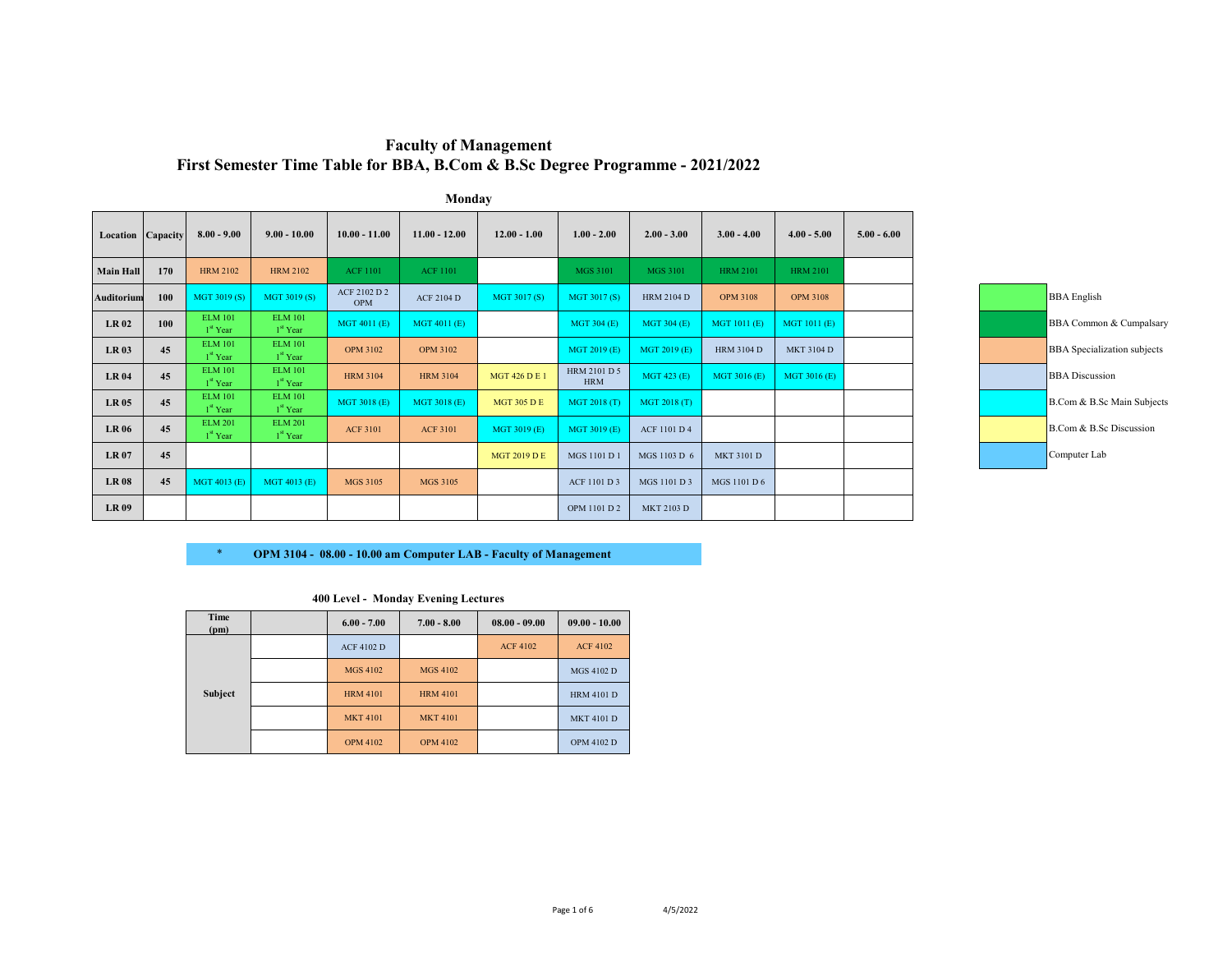# Faculty of Management
## First Semester Time Table for BBA, B.Com & B.Sc Degree Programme - 2021/2022

### Monday

| Location | Capacity | 8.00 - 9.00 | 9.00 - 10.00 | 10.00 - 11.00 | 11.00 - 12.00 | 12.00 - 1.00 | 1.00 - 2.00 | 2.00 - 3.00 | 3.00 - 4.00 | 4.00 - 5.00 | 5.00 - 6.00 |
|---|---|---|---|---|---|---|---|---|---|---|---|
| **Main Hall** | **170** | HRM 2102 | HRM 2102 | ACF 1101 | ACF 1101 | | MGS 3101 | MGS 3101 | HRM 2101 | HRM 2101 | |
| **Auditorium** | **100** | MGT 3019 (S) | MGT 3019 (S) | ACF 2102 D 2 OPM | ACF 2104 D | MGT 3017 (S) | MGT 3017 (S) | HRM 2104 D | OPM 3108 | OPM 3108 | |
| **LR 02** | **100** | ELM 101 1st Year | ELM 101 1st Year | MGT 4011 (E) | MGT 4011 (E) | | MGT 304 (E) | MGT 304 (E) | MGT 1011 (E) | MGT 1011 (E) | |
| **LR 03** | **45** | ELM 101 1st Year | ELM 101 1st Year | OPM 3102 | OPM 3102 | | MGT 2019 (E) | MGT 2019 (E) | HRM 3104 D | MKT 3104 D | |
| **LR 04** | **45** | ELM 101 1st Year | ELM 101 1st Year | HRM 3104 | HRM 3104 | MGT 426 D E 1 | HRM 2101 D 5 HRM | MGT 423 (E) | MGT 3016 (E) | MGT 3016 (E) | |
| **LR 05** | **45** | ELM 101 1st Year | ELM 101 1st Year | MGT 3018 (E) | MGT 3018 (E) | MGT 305 D E | MGT 2018 (T) | MGT 2018 (T) | | | |
| **LR 06** | **45** | ELM 201 1st Year | ELM 201 1st Year | ACF 3101 | ACF 3101 | MGT 3019 (E) | MGT 3019 (E) | ACF 1101 D 4 | | | |
| **LR 07** | **45** | | | | | MGT 2019 D E | MGS 1101 D 1 | MGS 1103 D 6 | MKT 3101 D | | |
| **LR 08** | **45** | MGT 4013 (E) | MGT 4013 (E) | MGS 3105 | MGS 3105 | | ACF 1101 D 3 | MGS 1101 D 3 | MGS 1101 D 6 | | |
| **LR 09** | | | | | | | OPM 1101 D 2 | MKT 2103 D | | | |

**Legend:**
- BBA English
- BBA Common & Cumpalsary
- BBA Specialization subjects
- BBA Discussion
- B.Com & B.Sc Main Subjects
- B.Com & B.Sc Discussion
- Computer Lab

\* **OPM 3104 - 08.00 - 10.00 am Computer LAB - Faculty of Management**

### 400 Level - Monday Evening Lectures

| Time (pm) | | 6.00 - 7.00 | 7.00 - 8.00 | 08.00 - 09.00 | 09.00 - 10.00 |
|---|---|---|---|---|---|
| **Subject** | | ACF 4102 D | | ACF 4102 | ACF 4102 |
| | | MGS 4102 | MGS 4102 | | MGS 4102 D |
| | | HRM 4101 | HRM 4101 | | HRM 4101 D |
| | | MKT 4101 | MKT 4101 | | MKT 4101 D |
| | | OPM 4102 | OPM 4102 | | OPM 4102 D |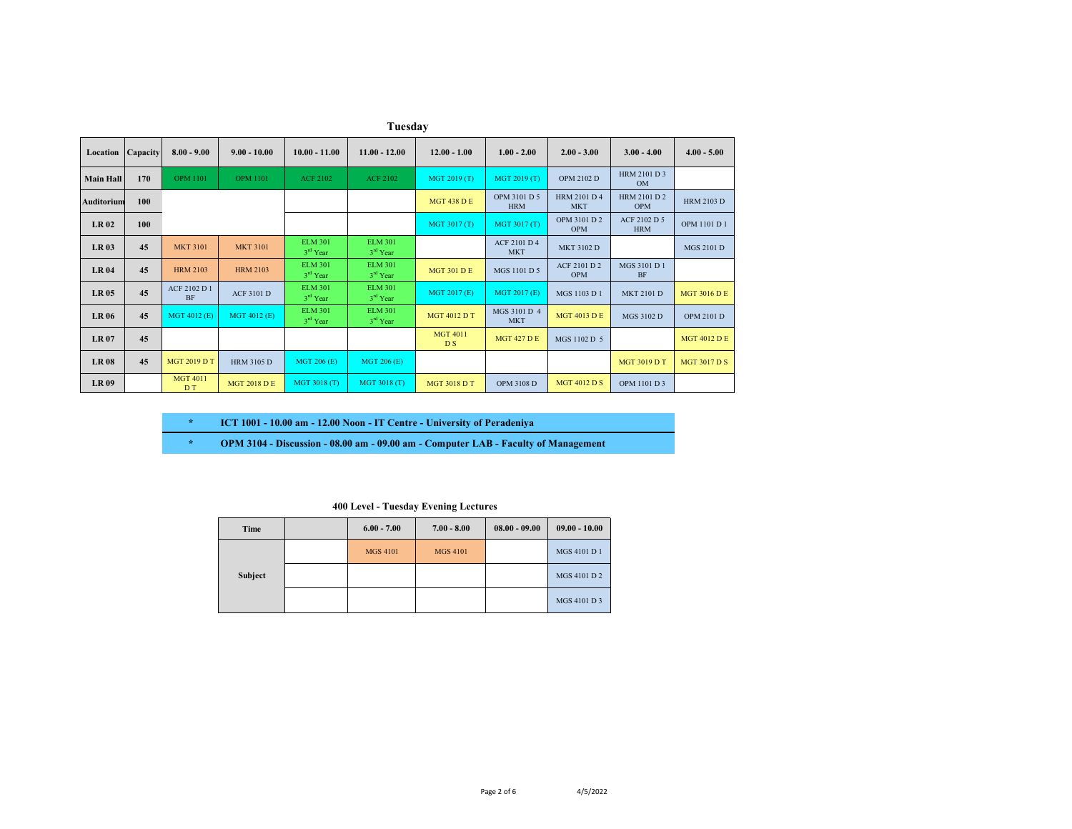## Tuesday

| Location | Capacity | 8.00 - 9.00 | 9.00 - 10.00 | 10.00 - 11.00 | 11.00 - 12.00 | 12.00 - 1.00 | 1.00 - 2.00 | 2.00 - 3.00 | 3.00 - 4.00 | 4.00 - 5.00 |
|---|---|---|---|---|---|---|---|---|---|---|
| Main Hall | 170 | OPM 1101 | OPM 1101 | ACF 2102 | ACF 2102 | MGT 2019 (T) | MGT 2019 (T) | OPM 2102 D | HRM 2101 D 3 OM | |
| Auditorium | 100 | | | | | MGT 438 D E | OPM 3101 D 5 HRM | HRM 2101 D 4 MKT | HRM 2101 D 2 OPM | HRM 2103 D |
| LR 02 | 100 | | | | | MGT 3017 (T) | MGT 3017 (T) | OPM 3101 D 2 OPM | ACF 2102 D 5 HRM | OPM 1101 D 1 |
| LR 03 | 45 | MKT 3101 | MKT 3101 | ELM 301 3rd Year | ELM 301 3rd Year | | ACF 2101 D 4 MKT | MKT 3102 D | | MGS 2101 D |
| LR 04 | 45 | HRM 2103 | HRM 2103 | ELM 301 3rd Year | ELM 301 3rd Year | MGT 301 D E | MGS 1101 D 5 | ACF 2101 D 2 OPM | MGS 3101 D 1 BF | |
| LR 05 | 45 | ACF 2102 D 1 BF | ACF 3101 D | ELM 301 3rd Year | ELM 301 3rd Year | MGT 2017 (E) | MGT 2017 (E) | MGS 1103 D 1 | MKT 2101 D | MGT 3016 D E |
| LR 06 | 45 | MGT 4012 (E) | MGT 4012 (E) | ELM 301 3rd Year | ELM 301 3rd Year | MGT 4012 D T | MGS 3101 D 4 MKT | MGT 4013 D E | MGS 3102 D | OPM 2101 D |
| LR 07 | 45 | | | | | MGT 4011 D S | MGT 427 D E | MGS 1102 D 5 | | MGT 4012 D E |
| LR 08 | 45 | MGT 2019 D T | HRM 3105 D | MGT 206 (E) | MGT 206 (E) | | | | MGT 3019 D T | MGT 3017 D S |
| LR 09 | | MGT 4011 D T | MGT 2018 D E | MGT 3018 (T) | MGT 3018 (T) | MGT 3018 D T | OPM 3108 D | MGT 4012 D S | OPM 1101 D 3 | |

**\* ICT 1001 - 10.00 am - 12.00 Noon - IT Centre - University of Peradeniya**

**\* OPM 3104 - Discussion - 08.00 am - 09.00 am - Computer LAB - Faculty of Management**

### 400 Level - Tuesday Evening Lectures

| Time | | 6.00 - 7.00 | 7.00 - 8.00 | 08.00 - 09.00 | 09.00 - 10.00 |
|---|---|---|---|---|---|
| Subject | | MGS 4101 | MGS 4101 | | MGS 4101 D 1 |
| | | | | | MGS 4101 D 2 |
| | | | | | MGS 4101 D 3 |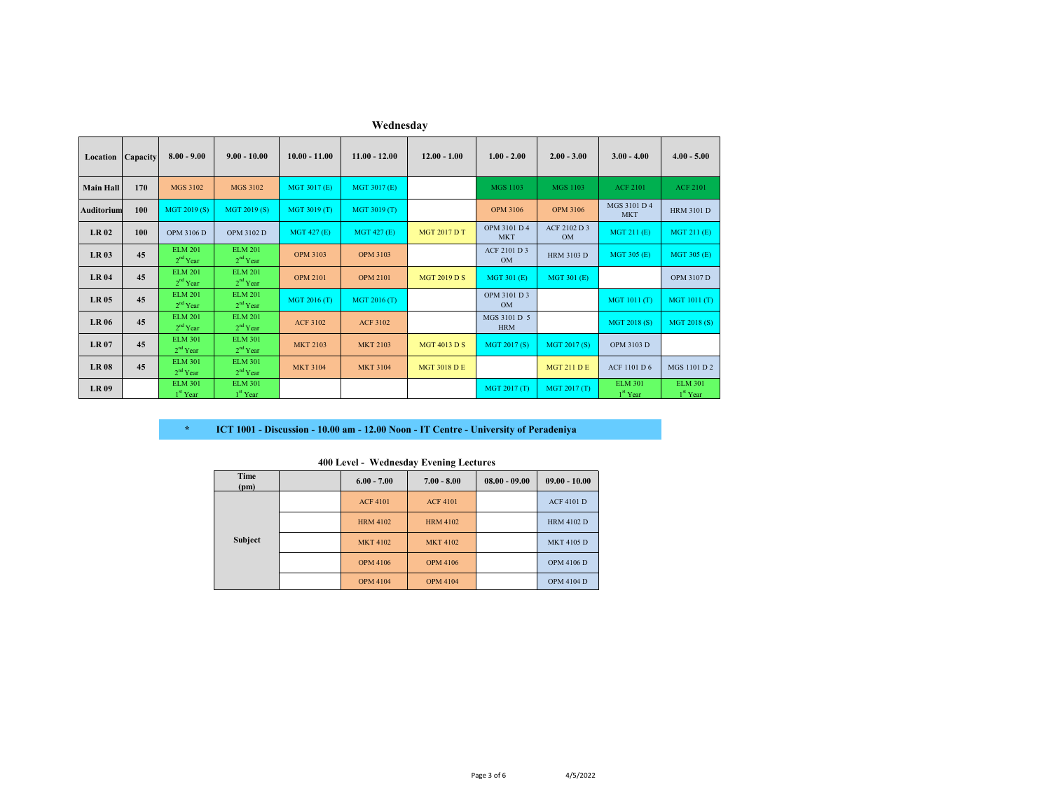## Wednesday

| Location | Capacity | 8.00 - 9.00 | 9.00 - 10.00 | 10.00 - 11.00 | 11.00 - 12.00 | 12.00 - 1.00 | 1.00 - 2.00 | 2.00 - 3.00 | 3.00 - 4.00 | 4.00 - 5.00 |
|---|---|---|---|---|---|---|---|---|---|---|
| **Main Hall** | **170** | MGS 3102 | MGS 3102 | MGT 3017 (E) | MGT 3017 (E) | | MGS 1103 | MGS 1103 | ACF 2101 | ACF 2101 |
| **Auditorium** | **100** | MGT 2019 (S) | MGT 2019 (S) | MGT 3019 (T) | MGT 3019 (T) | | OPM 3106 | OPM 3106 | MGS 3101 D 4 MKT | HRM 3101 D |
| **LR 02** | **100** | OPM 3106 D | OPM 3102 D | MGT 427 (E) | MGT 427 (E) | MGT 2017 D T | OPM 3101 D 4 MKT | ACF 2102 D 3 OM | MGT 211 (E) | MGT 211 (E) |
| **LR 03** | **45** | ELM 201 2nd Year | ELM 201 2nd Year | OPM 3103 | OPM 3103 | | ACF 2101 D 3 OM | HRM 3103 D | MGT 305 (E) | MGT 305 (E) |
| **LR 04** | **45** | ELM 201 2nd Year | ELM 201 2nd Year | OPM 2101 | OPM 2101 | MGT 2019 D S | MGT 301 (E) | MGT 301 (E) | | OPM 3107 D |
| **LR 05** | **45** | ELM 201 2nd Year | ELM 201 2nd Year | MGT 2016 (T) | MGT 2016 (T) | | OPM 3101 D 3 OM | | MGT 1011 (T) | MGT 1011 (T) |
| **LR 06** | **45** | ELM 201 2nd Year | ELM 201 2nd Year | ACF 3102 | ACF 3102 | | MGS 3101 D 5 HRM | | MGT 2018 (S) | MGT 2018 (S) |
| **LR 07** | **45** | ELM 301 2nd Year | ELM 301 2nd Year | MKT 2103 | MKT 2103 | MGT 4013 D S | MGT 2017 (S) | MGT 2017 (S) | OPM 3103 D | |
| **LR 08** | **45** | ELM 301 2nd Year | ELM 301 2nd Year | MKT 3104 | MKT 3104 | MGT 3018 D E | | MGT 211 D E | ACF 1101 D 6 | MGS 1101 D 2 |
| **LR 09** | | ELM 301 1st Year | ELM 301 1st Year | | | | MGT 2017 (T) | MGT 2017 (T) | ELM 301 1st Year | ELM 301 1st Year |

**\* ICT 1001 - Discussion - 10.00 am - 12.00 Noon - IT Centre - University of Peradeniya**

### 400 Level - Wednesday Evening Lectures

| Time (pm) | | 6.00 - 7.00 | 7.00 - 8.00 | 08.00 - 09.00 | 09.00 - 10.00 |
|---|---|---|---|---|---|
| **Subject** | | ACF 4101 | ACF 4101 | | ACF 4101 D |
| | | HRM 4102 | HRM 4102 | | HRM 4102 D |
| | | MKT 4102 | MKT 4102 | | MKT 4105 D |
| | | OPM 4106 | OPM 4106 | | OPM 4106 D |
| | | OPM 4104 | OPM 4104 | | OPM 4104 D |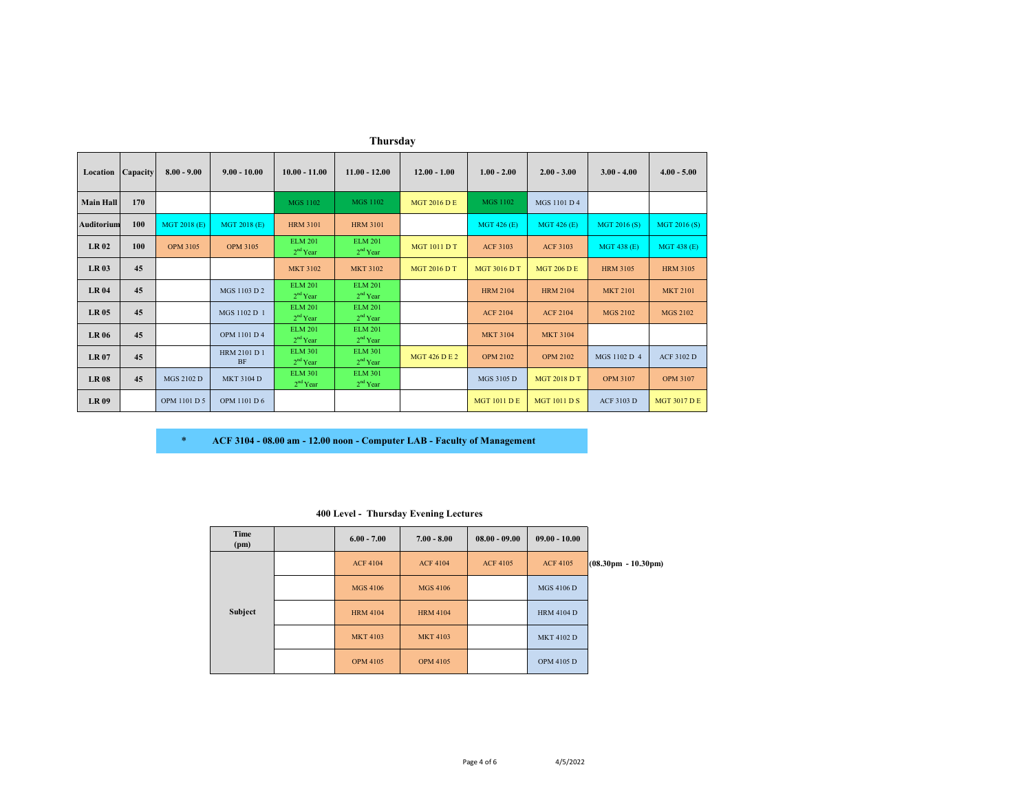## Thursday

| Location | Capacity | 8.00 - 9.00 | 9.00 - 10.00 | 10.00 - 11.00 | 11.00 - 12.00 | 12.00 - 1.00 | 1.00 - 2.00 | 2.00 - 3.00 | 3.00 - 4.00 | 4.00 - 5.00 |
|---|---|---|---|---|---|---|---|---|---|---|
| **Main Hall** | **170** | | | MGS 1102 | MGS 1102 | MGT 2016 D E | MGS 1102 | MGS 1101 D 4 | | |
| **Auditorium** | **100** | MGT 2018 (E) | MGT 2018 (E) | HRM 3101 | HRM 3101 | | MGT 426 (E) | MGT 426 (E) | MGT 2016 (S) | MGT 2016 (S) |
| **LR 02** | **100** | OPM 3105 | OPM 3105 | ELM 201 2nd Year | ELM 201 2nd Year | MGT 1011 D T | ACF 3103 | ACF 3103 | MGT 438 (E) | MGT 438 (E) |
| **LR 03** | **45** | | | MKT 3102 | MKT 3102 | MGT 2016 D T | MGT 3016 D T | MGT 206 D E | HRM 3105 | HRM 3105 |
| **LR 04** | **45** | | MGS 1103 D 2 | ELM 201 2nd Year | ELM 201 2nd Year | | HRM 2104 | HRM 2104 | MKT 2101 | MKT 2101 |
| **LR 05** | **45** | | MGS 1102 D 1 | ELM 201 2nd Year | ELM 201 2nd Year | | ACF 2104 | ACF 2104 | MGS 2102 | MGS 2102 |
| **LR 06** | **45** | | OPM 1101 D 4 | ELM 201 2nd Year | ELM 201 2nd Year | | MKT 3104 | MKT 3104 | | |
| **LR 07** | **45** | | HRM 2101 D 1 BF | ELM 301 2nd Year | ELM 301 2nd Year | MGT 426 D E 2 | OPM 2102 | OPM 2102 | MGS 1102 D 4 | ACF 3102 D |
| **LR 08** | **45** | MGS 2102 D | MKT 3104 D | ELM 301 2nd Year | ELM 301 2nd Year | | MGS 3105 D | MGT 2018 D T | OPM 3107 | OPM 3107 |
| **LR 09** | | OPM 1101 D 5 | OPM 1101 D 6 | | | | MGT 1011 D E | MGT 1011 D S | ACF 3103 D | MGT 3017 D E |

**\* ACF 3104 - 08.00 am - 12.00 noon - Computer LAB - Faculty of Management**

### 400 Level - Thursday Evening Lectures

| Time (pm) | | 6.00 - 7.00 | 7.00 - 8.00 | 08.00 - 09.00 | 09.00 - 10.00 | |
|---|---|---|---|---|---|---|
| **Subject** | | ACF 4104 | ACF 4104 | ACF 4105 | ACF 4105 | (08.30pm - 10.30pm) |
| | | MGS 4106 | MGS 4106 | | MGS 4106 D | |
| | | HRM 4104 | HRM 4104 | | HRM 4104 D | |
| | | MKT 4103 | MKT 4103 | | MKT 4102 D | |
| | | OPM 4105 | OPM 4105 | | OPM 4105 D | |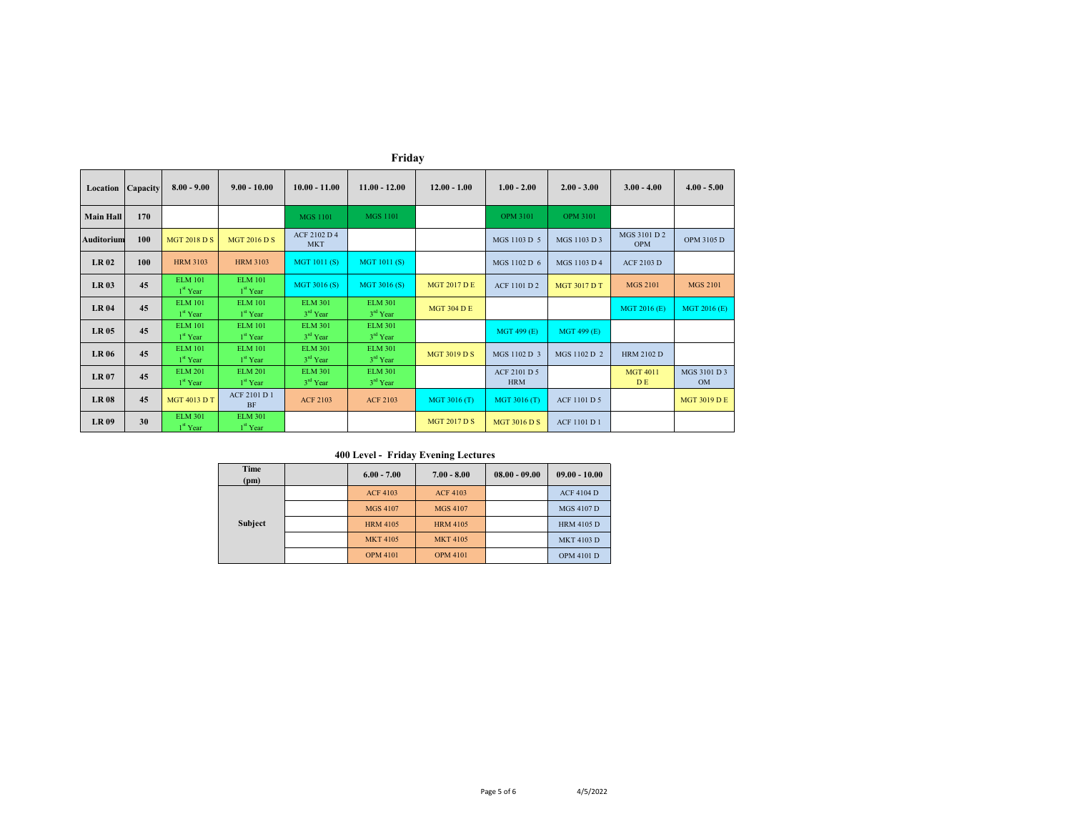## Friday

| Location | Capacity | 8.00 - 9.00 | 9.00 - 10.00 | 10.00 - 11.00 | 11.00 - 12.00 | 12.00 - 1.00 | 1.00 - 2.00 | 2.00 - 3.00 | 3.00 - 4.00 | 4.00 - 5.00 |
|---|---|---|---|---|---|---|---|---|---|---|
| **Main Hall** | **170** | | | MGS 1101 | MGS 1101 | | OPM 3101 | OPM 3101 | | |
| **Auditorium** | **100** | MGT 2018 D S | MGT 2016 D S | ACF 2102 D 4 MKT | | | MGS 1103 D 5 | MGS 1103 D 3 | MGS 3101 D 2 OPM | OPM 3105 D |
| **LR 02** | **100** | HRM 3103 | HRM 3103 | MGT 1011 (S) | MGT 1011 (S) | | MGS 1102 D 6 | MGS 1103 D 4 | ACF 2103 D | |
| **LR 03** | **45** | ELM 101 1st Year | ELM 101 1st Year | MGT 3016 (S) | MGT 3016 (S) | MGT 2017 D E | ACF 1101 D 2 | MGT 3017 D T | MGS 2101 | MGS 2101 |
| **LR 04** | **45** | ELM 101 1st Year | ELM 101 1st Year | ELM 301 3rd Year | ELM 301 3rd Year | MGT 304 D E | | | MGT 2016 (E) | MGT 2016 (E) |
| **LR 05** | **45** | ELM 101 1st Year | ELM 101 1st Year | ELM 301 3rd Year | ELM 301 3rd Year | | MGT 499 (E) | MGT 499 (E) | | |
| **LR 06** | **45** | ELM 101 1st Year | ELM 101 1st Year | ELM 301 3rd Year | ELM 301 3rd Year | MGT 3019 D S | MGS 1102 D 3 | MGS 1102 D 2 | HRM 2102 D | |
| **LR 07** | **45** | ELM 201 1st Year | ELM 201 1st Year | ELM 301 3rd Year | ELM 301 3rd Year | | ACF 2101 D 5 HRM | | MGT 4011 D E | MGS 3101 D 3 OM |
| **LR 08** | **45** | MGT 4013 D T | ACF 2101 D 1 BF | ACF 2103 | ACF 2103 | MGT 3016 (T) | MGT 3016 (T) | ACF 1101 D 5 | | MGT 3019 D E |
| **LR 09** | **30** | ELM 301 1st Year | ELM 301 1st Year | | | MGT 2017 D S | MGT 3016 D S | ACF 1101 D 1 | | |

### 400 Level - Friday Evening Lectures

| Time (pm) | | 6.00 - 7.00 | 7.00 - 8.00 | 08.00 - 09.00 | 09.00 - 10.00 |
|---|---|---|---|---|---|
| **Subject** | | ACF 4103 | ACF 4103 | | ACF 4104 D |
| | | MGS 4107 | MGS 4107 | | MGS 4107 D |
| | | HRM 4105 | HRM 4105 | | HRM 4105 D |
| | | MKT 4105 | MKT 4105 | | MKT 4103 D |
| | | OPM 4101 | OPM 4101 | | OPM 4101 D |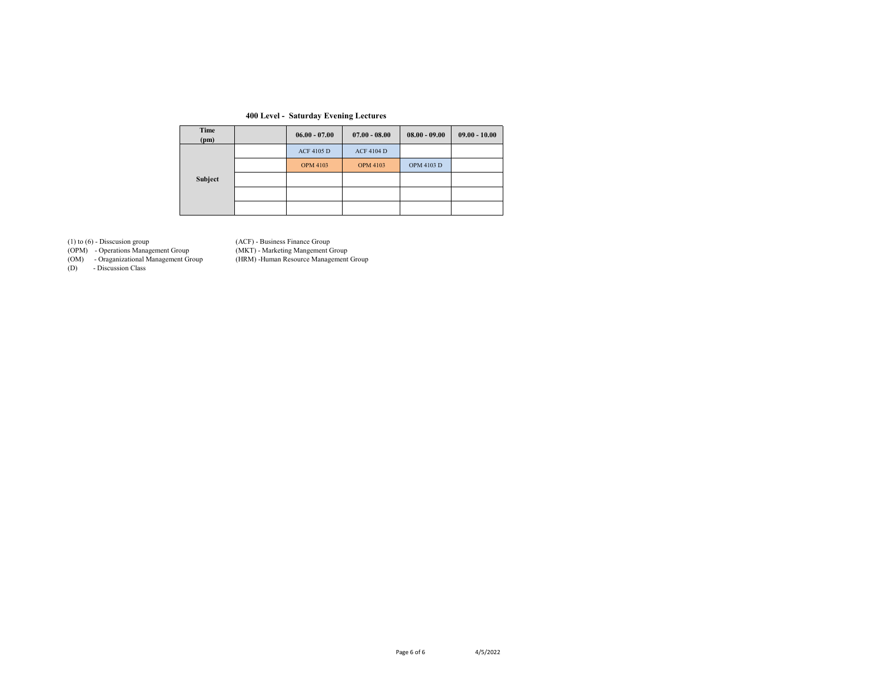### 400 Level - Saturday Evening Lectures

| Time (pm) | | 06.00 - 07.00 | 07.00 - 08.00 | 08.00 - 09.00 | 09.00 - 10.00 |
|---|---|---|---|---|---|
| Subject | | ACF 4105 D | ACF 4104 D | | |
| | | OPM 4103 | OPM 4103 | OPM 4103 D | |
| | | | | | |
| | | | | | |
| | | | | | |

(1) to (6) - Disscusion group
(OPM) - Operations Management Group
(OM) - Oraganizational Management Group
(D) - Discussion Class

(ACF) - Business Finance Group
(MKT) - Marketing Mangement Group
(HRM) -Human Resource Management Group